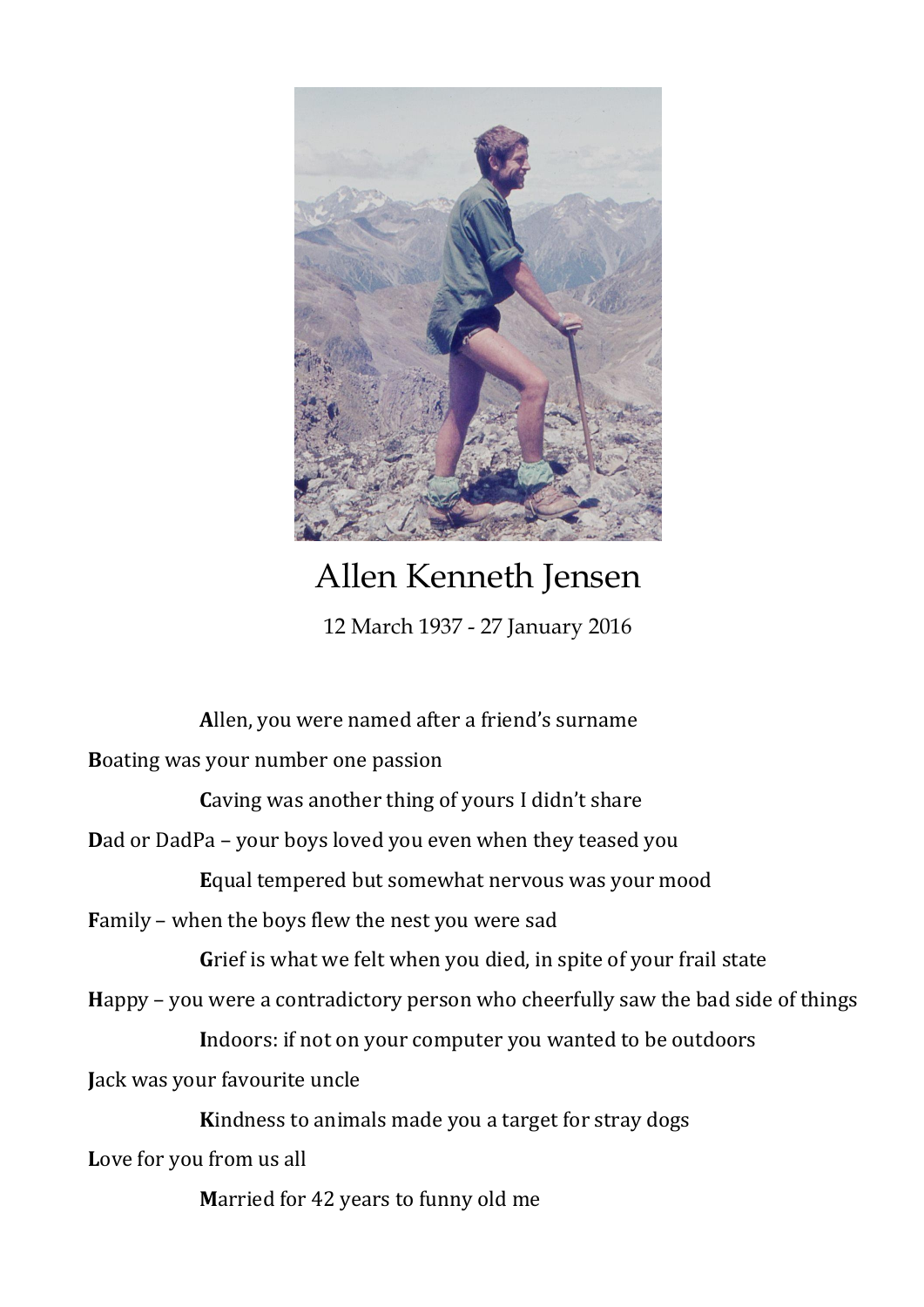# Allen Kenneth Jensen

12 March 1937 - 27 January 2016

**A**llen, you were named after a friend's surname

**B**oating was your number one passion

**C**aving was another thing of yours I didn't share

**D**ad or DadPa – your boys loved you even when they teased you

**E**qual tempered but somewhat nervous was your mood

**F**amily – when the boys flew the nest you were sad

**G**rief is what we felt when you died, in spite of your frail state

**H**appy – you were a contradictory person who cheerfully saw the bad side of things

**I**ndoors: if not on your computer you wanted to be outdoors

**J**ack was your favourite uncle

**K**indness to animals made you a target for stray dogs

**L**ove for you from us all

**M**arried for 42 years to funny old me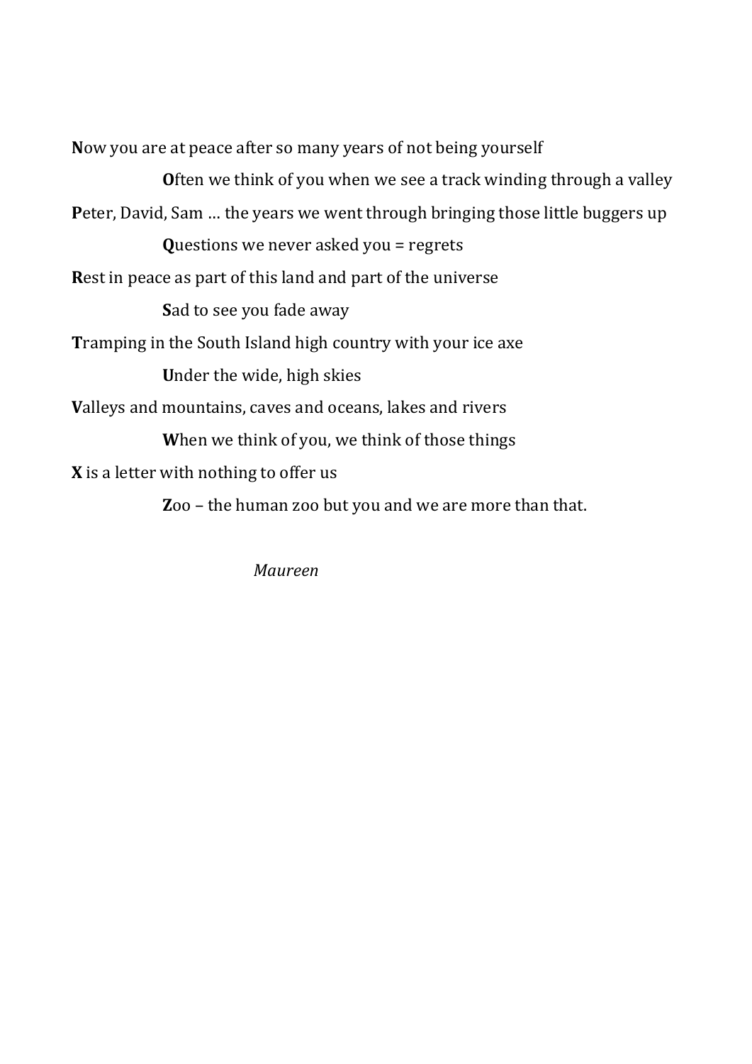**N**ow you are at peace after so many years of not being yourself

**O**ften we think of you when we see a track winding through a valley

**P**eter, David, Sam … the years we went through bringing those little buggers up

**Q**uestions we never asked you = regrets

**R**est in peace as part of this land and part of the universe

**S**ad to see you fade away

**T**ramping in the South Island high country with your ice axe

**U**nder the wide, high skies

**V**alleys and mountains, caves and oceans, lakes and rivers

**W**hen we think of you, we think of those things

**X** is a letter with nothing to offer us

**Z**oo – the human zoo but you and we are more than that.

*Maureen*